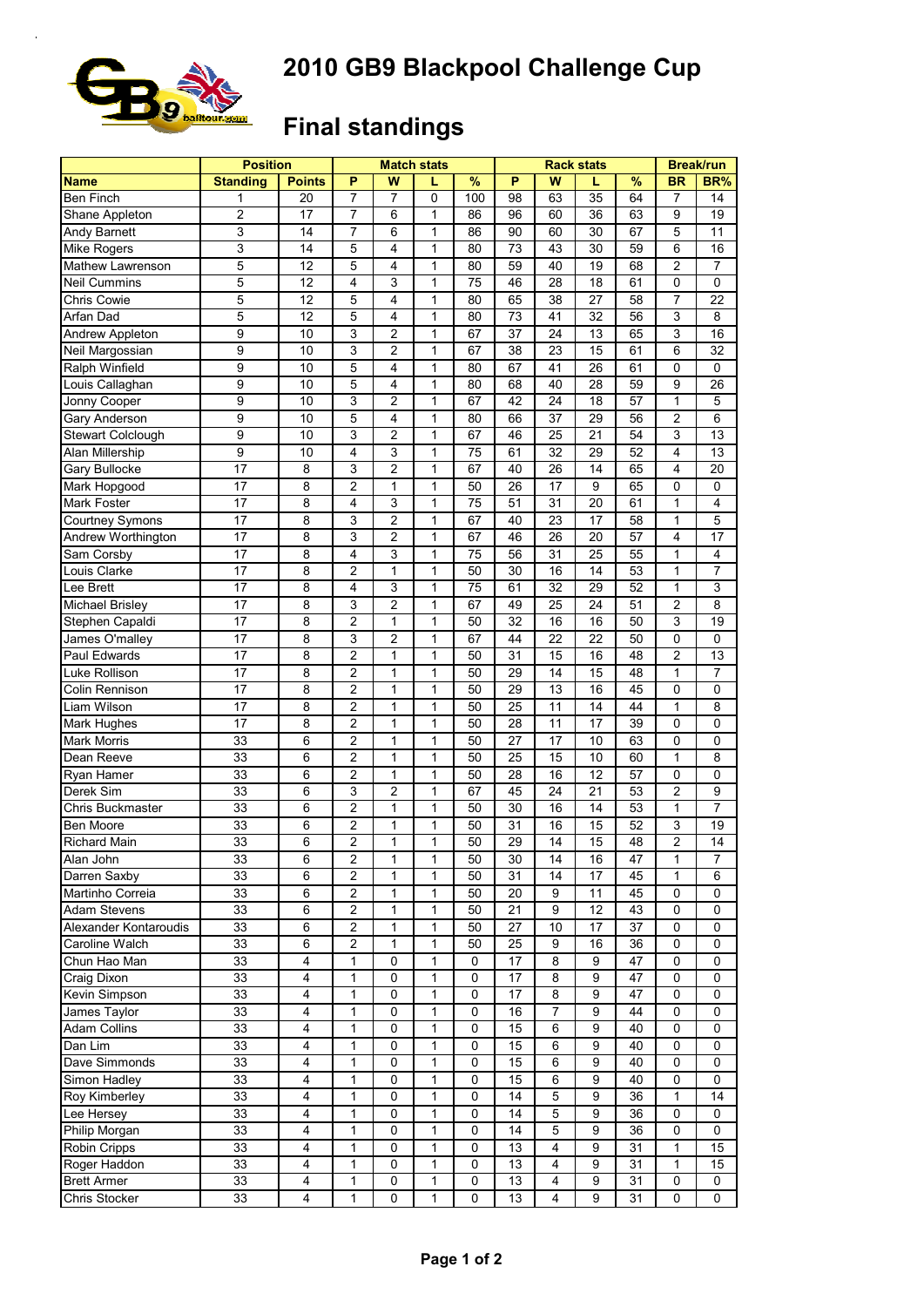# 2010 GB9 Blackpool Challenge Cup

## Final standings

| | Position | | Match stats | | | | Rack stats | | | | Break/run | |
|---|---|---|---|---|---|---|---|---|---|---|---|---|
| **Name** | **Standing** | **Points** | **P** | **W** | **L** | **%** | **P** | **W** | **L** | **%** | **BR** | **BR%** |
| Ben Finch | 1 | 20 | 7 | 7 | 0 | 100 | 98 | 63 | 35 | 64 | 7 | 14 |
| Shane Appleton | 2 | 17 | 7 | 6 | 1 | 86 | 96 | 60 | 36 | 63 | 9 | 19 |
| Andy Barnett | 3 | 14 | 7 | 6 | 1 | 86 | 90 | 60 | 30 | 67 | 5 | 11 |
| Mike Rogers | 3 | 14 | 5 | 4 | 1 | 80 | 73 | 43 | 30 | 59 | 6 | 16 |
| Mathew Lawrenson | 5 | 12 | 5 | 4 | 1 | 80 | 59 | 40 | 19 | 68 | 2 | 7 |
| Neil Cummins | 5 | 12 | 4 | 3 | 1 | 75 | 46 | 28 | 18 | 61 | 0 | 0 |
| Chris Cowie | 5 | 12 | 5 | 4 | 1 | 80 | 65 | 38 | 27 | 58 | 7 | 22 |
| Arfan Dad | 5 | 12 | 5 | 4 | 1 | 80 | 73 | 41 | 32 | 56 | 3 | 8 |
| Andrew Appleton | 9 | 10 | 3 | 2 | 1 | 67 | 37 | 24 | 13 | 65 | 3 | 16 |
| Neil Margossian | 9 | 10 | 3 | 2 | 1 | 67 | 38 | 23 | 15 | 61 | 6 | 32 |
| Ralph Winfield | 9 | 10 | 5 | 4 | 1 | 80 | 67 | 41 | 26 | 61 | 0 | 0 |
| Louis Callaghan | 9 | 10 | 5 | 4 | 1 | 80 | 68 | 40 | 28 | 59 | 9 | 26 |
| Jonny Cooper | 9 | 10 | 3 | 2 | 1 | 67 | 42 | 24 | 18 | 57 | 1 | 5 |
| Gary Anderson | 9 | 10 | 5 | 4 | 1 | 80 | 66 | 37 | 29 | 56 | 2 | 6 |
| Stewart Colclough | 9 | 10 | 3 | 2 | 1 | 67 | 46 | 25 | 21 | 54 | 3 | 13 |
| Alan Millership | 9 | 10 | 4 | 3 | 1 | 75 | 61 | 32 | 29 | 52 | 4 | 13 |
| Gary Bullocke | 17 | 8 | 3 | 2 | 1 | 67 | 40 | 26 | 14 | 65 | 4 | 20 |
| Mark Hopgood | 17 | 8 | 2 | 1 | 1 | 50 | 26 | 17 | 9 | 65 | 0 | 0 |
| Mark Foster | 17 | 8 | 4 | 3 | 1 | 75 | 51 | 31 | 20 | 61 | 1 | 4 |
| Courtney Symons | 17 | 8 | 3 | 2 | 1 | 67 | 40 | 23 | 17 | 58 | 1 | 5 |
| Andrew Worthington | 17 | 8 | 3 | 2 | 1 | 67 | 46 | 26 | 20 | 57 | 4 | 17 |
| Sam Corsby | 17 | 8 | 4 | 3 | 1 | 75 | 56 | 31 | 25 | 55 | 1 | 4 |
| Louis Clarke | 17 | 8 | 2 | 1 | 1 | 50 | 30 | 16 | 14 | 53 | 1 | 7 |
| Lee Brett | 17 | 8 | 4 | 3 | 1 | 75 | 61 | 32 | 29 | 52 | 1 | 3 |
| Michael Brisley | 17 | 8 | 3 | 2 | 1 | 67 | 49 | 25 | 24 | 51 | 2 | 8 |
| Stephen Capaldi | 17 | 8 | 2 | 1 | 1 | 50 | 32 | 16 | 16 | 50 | 3 | 19 |
| James O'malley | 17 | 8 | 3 | 2 | 1 | 67 | 44 | 22 | 22 | 50 | 0 | 0 |
| Paul Edwards | 17 | 8 | 2 | 1 | 1 | 50 | 31 | 15 | 16 | 48 | 2 | 13 |
| Luke Rollison | 17 | 8 | 2 | 1 | 1 | 50 | 29 | 14 | 15 | 48 | 1 | 7 |
| Colin Rennison | 17 | 8 | 2 | 1 | 1 | 50 | 29 | 13 | 16 | 45 | 0 | 0 |
| Liam Wilson | 17 | 8 | 2 | 1 | 1 | 50 | 25 | 11 | 14 | 44 | 1 | 8 |
| Mark Hughes | 17 | 8 | 2 | 1 | 1 | 50 | 28 | 11 | 17 | 39 | 0 | 0 |
| Mark Morris | 33 | 6 | 2 | 1 | 1 | 50 | 27 | 17 | 10 | 63 | 0 | 0 |
| Dean Reeve | 33 | 6 | 2 | 1 | 1 | 50 | 25 | 15 | 10 | 60 | 1 | 8 |
| Ryan Hamer | 33 | 6 | 2 | 1 | 1 | 50 | 28 | 16 | 12 | 57 | 0 | 0 |
| Derek Sim | 33 | 6 | 3 | 2 | 1 | 67 | 45 | 24 | 21 | 53 | 2 | 9 |
| Chris Buckmaster | 33 | 6 | 2 | 1 | 1 | 50 | 30 | 16 | 14 | 53 | 1 | 7 |
| Ben Moore | 33 | 6 | 2 | 1 | 1 | 50 | 31 | 16 | 15 | 52 | 3 | 19 |
| Richard Main | 33 | 6 | 2 | 1 | 1 | 50 | 29 | 14 | 15 | 48 | 2 | 14 |
| Alan John | 33 | 6 | 2 | 1 | 1 | 50 | 30 | 14 | 16 | 47 | 1 | 7 |
| Darren Saxby | 33 | 6 | 2 | 1 | 1 | 50 | 31 | 14 | 17 | 45 | 1 | 6 |
| Martinho Correia | 33 | 6 | 2 | 1 | 1 | 50 | 20 | 9 | 11 | 45 | 0 | 0 |
| Adam Stevens | 33 | 6 | 2 | 1 | 1 | 50 | 21 | 9 | 12 | 43 | 0 | 0 |
| Alexander Kontaroudis | 33 | 6 | 2 | 1 | 1 | 50 | 27 | 10 | 17 | 37 | 0 | 0 |
| Caroline Walch | 33 | 6 | 2 | 1 | 1 | 50 | 25 | 9 | 16 | 36 | 0 | 0 |
| Chun Hao Man | 33 | 4 | 1 | 0 | 1 | 0 | 17 | 8 | 9 | 47 | 0 | 0 |
| Craig Dixon | 33 | 4 | 1 | 0 | 1 | 0 | 17 | 8 | 9 | 47 | 0 | 0 |
| Kevin Simpson | 33 | 4 | 1 | 0 | 1 | 0 | 17 | 8 | 9 | 47 | 0 | 0 |
| James Taylor | 33 | 4 | 1 | 0 | 1 | 0 | 16 | 7 | 9 | 44 | 0 | 0 |
| Adam Collins | 33 | 4 | 1 | 0 | 1 | 0 | 15 | 6 | 9 | 40 | 0 | 0 |
| Dan Lim | 33 | 4 | 1 | 0 | 1 | 0 | 15 | 6 | 9 | 40 | 0 | 0 |
| Dave Simmonds | 33 | 4 | 1 | 0 | 1 | 0 | 15 | 6 | 9 | 40 | 0 | 0 |
| Simon Hadley | 33 | 4 | 1 | 0 | 1 | 0 | 15 | 6 | 9 | 40 | 0 | 0 |
| Roy Kimberley | 33 | 4 | 1 | 0 | 1 | 0 | 14 | 5 | 9 | 36 | 1 | 14 |
| Lee Hersey | 33 | 4 | 1 | 0 | 1 | 0 | 14 | 5 | 9 | 36 | 0 | 0 |
| Philip Morgan | 33 | 4 | 1 | 0 | 1 | 0 | 14 | 5 | 9 | 36 | 0 | 0 |
| Robin Cripps | 33 | 4 | 1 | 0 | 1 | 0 | 13 | 4 | 9 | 31 | 1 | 15 |
| Roger Haddon | 33 | 4 | 1 | 0 | 1 | 0 | 13 | 4 | 9 | 31 | 1 | 15 |
| Brett Armer | 33 | 4 | 1 | 0 | 1 | 0 | 13 | 4 | 9 | 31 | 0 | 0 |
| Chris Stocker | 33 | 4 | 1 | 0 | 1 | 0 | 13 | 4 | 9 | 31 | 0 | 0 |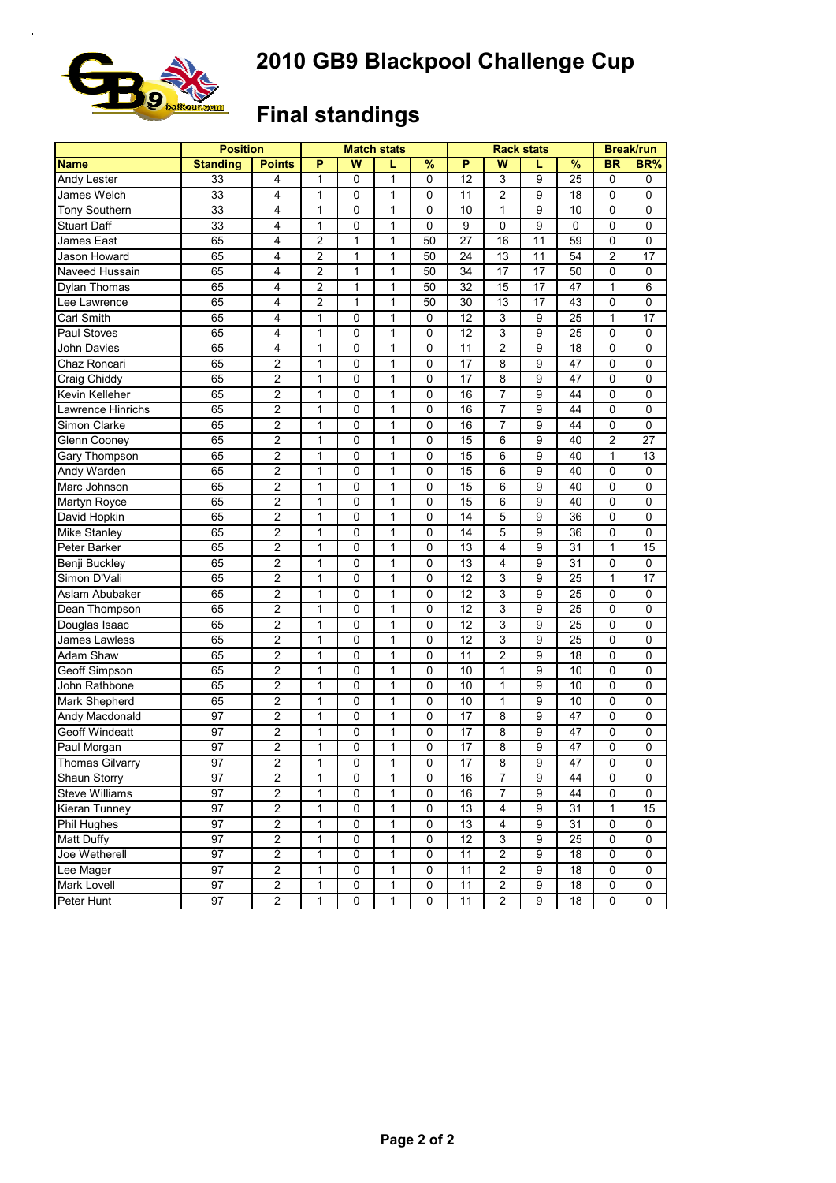# 2010 GB9 Blackpool Challenge Cup

# Final standings

| | Position | | Match stats | | | | Rack stats | | | | Break/run | |
|---|---|---|---|---|---|---|---|---|---|---|---|---|
| Name | Standing | Points | P | W | L | % | P | W | L | % | BR | BR% |
| Andy Lester | 33 | 4 | 1 | 0 | 1 | 0 | 12 | 3 | 9 | 25 | 0 | 0 |
| James Welch | 33 | 4 | 1 | 0 | 1 | 0 | 11 | 2 | 9 | 18 | 0 | 0 |
| Tony Southern | 33 | 4 | 1 | 0 | 1 | 0 | 10 | 1 | 9 | 10 | 0 | 0 |
| Stuart Daff | 33 | 4 | 1 | 0 | 1 | 0 | 9 | 0 | 9 | 0 | 0 | 0 |
| James East | 65 | 4 | 2 | 1 | 1 | 50 | 27 | 16 | 11 | 59 | 0 | 0 |
| Jason Howard | 65 | 4 | 2 | 1 | 1 | 50 | 24 | 13 | 11 | 54 | 2 | 17 |
| Naveed Hussain | 65 | 4 | 2 | 1 | 1 | 50 | 34 | 17 | 17 | 50 | 0 | 0 |
| Dylan Thomas | 65 | 4 | 2 | 1 | 1 | 50 | 32 | 15 | 17 | 47 | 1 | 6 |
| Lee Lawrence | 65 | 4 | 2 | 1 | 1 | 50 | 30 | 13 | 17 | 43 | 0 | 0 |
| Carl Smith | 65 | 4 | 1 | 0 | 1 | 0 | 12 | 3 | 9 | 25 | 1 | 17 |
| Paul Stoves | 65 | 4 | 1 | 0 | 1 | 0 | 12 | 3 | 9 | 25 | 0 | 0 |
| John Davies | 65 | 4 | 1 | 0 | 1 | 0 | 11 | 2 | 9 | 18 | 0 | 0 |
| Chaz Roncari | 65 | 2 | 1 | 0 | 1 | 0 | 17 | 8 | 9 | 47 | 0 | 0 |
| Craig Chiddy | 65 | 2 | 1 | 0 | 1 | 0 | 17 | 8 | 9 | 47 | 0 | 0 |
| Kevin Kelleher | 65 | 2 | 1 | 0 | 1 | 0 | 16 | 7 | 9 | 44 | 0 | 0 |
| Lawrence Hinrichs | 65 | 2 | 1 | 0 | 1 | 0 | 16 | 7 | 9 | 44 | 0 | 0 |
| Simon Clarke | 65 | 2 | 1 | 0 | 1 | 0 | 16 | 7 | 9 | 44 | 0 | 0 |
| Glenn Cooney | 65 | 2 | 1 | 0 | 1 | 0 | 15 | 6 | 9 | 40 | 2 | 27 |
| Gary Thompson | 65 | 2 | 1 | 0 | 1 | 0 | 15 | 6 | 9 | 40 | 1 | 13 |
| Andy Warden | 65 | 2 | 1 | 0 | 1 | 0 | 15 | 6 | 9 | 40 | 0 | 0 |
| Marc Johnson | 65 | 2 | 1 | 0 | 1 | 0 | 15 | 6 | 9 | 40 | 0 | 0 |
| Martyn Royce | 65 | 2 | 1 | 0 | 1 | 0 | 15 | 6 | 9 | 40 | 0 | 0 |
| David Hopkin | 65 | 2 | 1 | 0 | 1 | 0 | 14 | 5 | 9 | 36 | 0 | 0 |
| Mike Stanley | 65 | 2 | 1 | 0 | 1 | 0 | 14 | 5 | 9 | 36 | 0 | 0 |
| Peter Barker | 65 | 2 | 1 | 0 | 1 | 0 | 13 | 4 | 9 | 31 | 1 | 15 |
| Benji Buckley | 65 | 2 | 1 | 0 | 1 | 0 | 13 | 4 | 9 | 31 | 0 | 0 |
| Simon D'Vali | 65 | 2 | 1 | 0 | 1 | 0 | 12 | 3 | 9 | 25 | 1 | 17 |
| Aslam Abubaker | 65 | 2 | 1 | 0 | 1 | 0 | 12 | 3 | 9 | 25 | 0 | 0 |
| Dean Thompson | 65 | 2 | 1 | 0 | 1 | 0 | 12 | 3 | 9 | 25 | 0 | 0 |
| Douglas Isaac | 65 | 2 | 1 | 0 | 1 | 0 | 12 | 3 | 9 | 25 | 0 | 0 |
| James Lawless | 65 | 2 | 1 | 0 | 1 | 0 | 12 | 3 | 9 | 25 | 0 | 0 |
| Adam Shaw | 65 | 2 | 1 | 0 | 1 | 0 | 11 | 2 | 9 | 18 | 0 | 0 |
| Geoff Simpson | 65 | 2 | 1 | 0 | 1 | 0 | 10 | 1 | 9 | 10 | 0 | 0 |
| John Rathbone | 65 | 2 | 1 | 0 | 1 | 0 | 10 | 1 | 9 | 10 | 0 | 0 |
| Mark Shepherd | 65 | 2 | 1 | 0 | 1 | 0 | 10 | 1 | 9 | 10 | 0 | 0 |
| Andy Macdonald | 97 | 2 | 1 | 0 | 1 | 0 | 17 | 8 | 9 | 47 | 0 | 0 |
| Geoff Windeatt | 97 | 2 | 1 | 0 | 1 | 0 | 17 | 8 | 9 | 47 | 0 | 0 |
| Paul Morgan | 97 | 2 | 1 | 0 | 1 | 0 | 17 | 8 | 9 | 47 | 0 | 0 |
| Thomas Gilvarry | 97 | 2 | 1 | 0 | 1 | 0 | 17 | 8 | 9 | 47 | 0 | 0 |
| Shaun Storry | 97 | 2 | 1 | 0 | 1 | 0 | 16 | 7 | 9 | 44 | 0 | 0 |
| Steve Williams | 97 | 2 | 1 | 0 | 1 | 0 | 16 | 7 | 9 | 44 | 0 | 0 |
| Kieran Tunney | 97 | 2 | 1 | 0 | 1 | 0 | 13 | 4 | 9 | 31 | 1 | 15 |
| Phil Hughes | 97 | 2 | 1 | 0 | 1 | 0 | 13 | 4 | 9 | 31 | 0 | 0 |
| Matt Duffy | 97 | 2 | 1 | 0 | 1 | 0 | 12 | 3 | 9 | 25 | 0 | 0 |
| Joe Wetherell | 97 | 2 | 1 | 0 | 1 | 0 | 11 | 2 | 9 | 18 | 0 | 0 |
| Lee Mager | 97 | 2 | 1 | 0 | 1 | 0 | 11 | 2 | 9 | 18 | 0 | 0 |
| Mark Lovell | 97 | 2 | 1 | 0 | 1 | 0 | 11 | 2 | 9 | 18 | 0 | 0 |
| Peter Hunt | 97 | 2 | 1 | 0 | 1 | 0 | 11 | 2 | 9 | 18 | 0 | 0 |